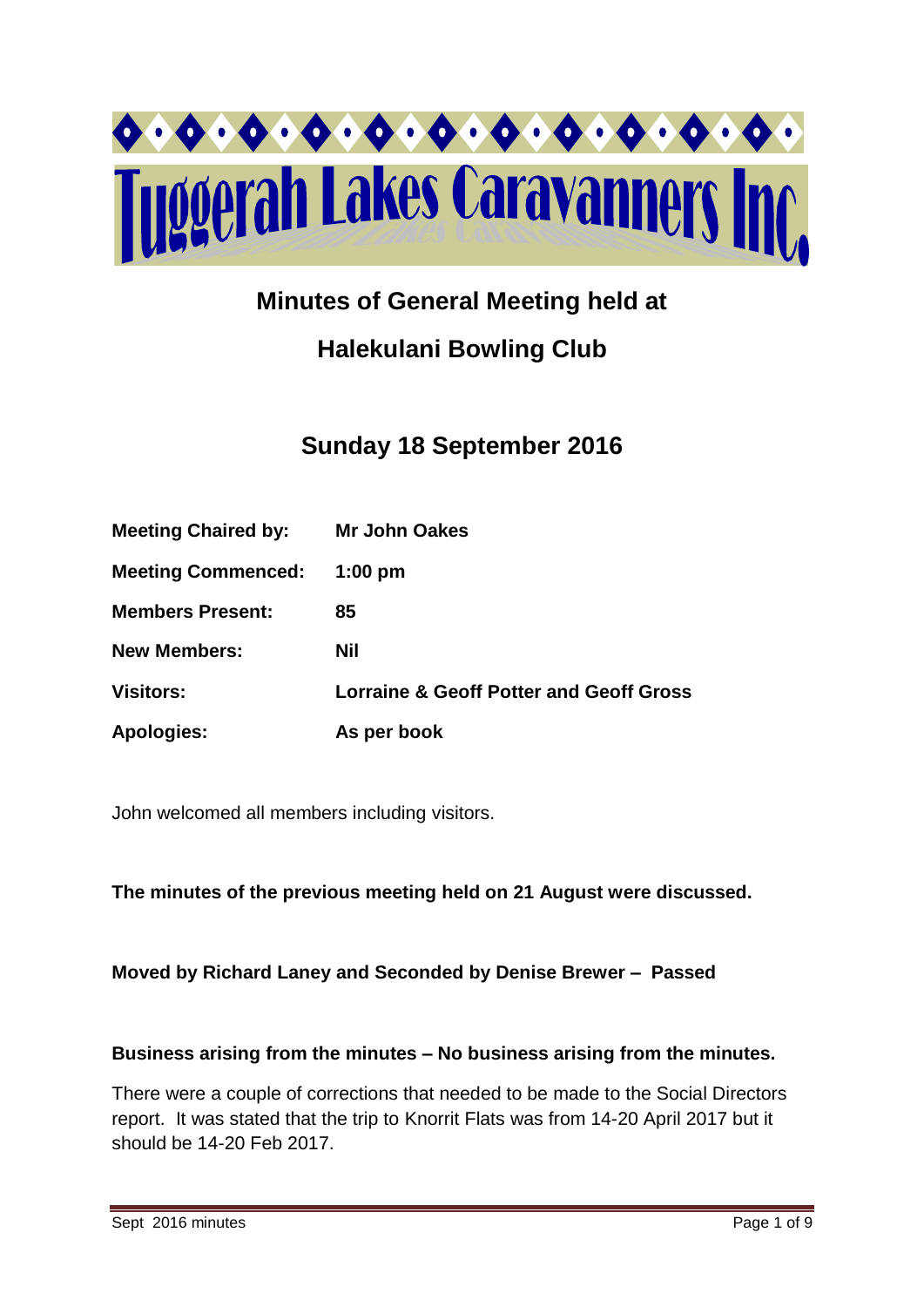# Tuggerah Lakes Caravanners Inc

## Minutes of General Meeting held at

## Halekulani Bowling Club

## Sunday 18 September 2016

| | |
|---|---|
| **Meeting Chaired by:** | **Mr John Oakes** |
| **Meeting Commenced:** | **1:00 pm** |
| **Members Present:** | **85** |
| **New Members:** | **Nil** |
| **Visitors:** | **Lorraine & Geoff Potter and Geoff Gross** |
| **Apologies:** | **As per book** |

John welcomed all members including visitors.

**The minutes of the previous meeting held on 21 August were discussed.**

**Moved by Richard Laney and Seconded by Denise Brewer – Passed**

**Business arising from the minutes – No business arising from the minutes.**

There were a couple of corrections that needed to be made to the Social Directors report. It was stated that the trip to Knorrit Flats was from 14-20 April 2017 but it should be 14-20 Feb 2017.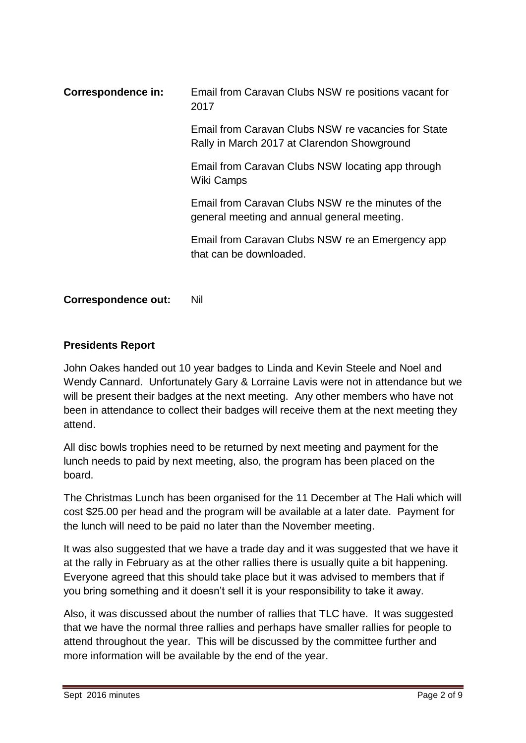**Correspondence in:** Email from Caravan Clubs NSW re positions vacant for 2017

Email from Caravan Clubs NSW re vacancies for State Rally in March 2017 at Clarendon Showground

Email from Caravan Clubs NSW locating app through Wiki Camps

Email from Caravan Clubs NSW re the minutes of the general meeting and annual general meeting.

Email from Caravan Clubs NSW re an Emergency app that can be downloaded.

**Correspondence out:** Nil

**Presidents Report**

John Oakes handed out 10 year badges to Linda and Kevin Steele and Noel and Wendy Cannard. Unfortunately Gary & Lorraine Lavis were not in attendance but we will be present their badges at the next meeting. Any other members who have not been in attendance to collect their badges will receive them at the next meeting they attend.

All disc bowls trophies need to be returned by next meeting and payment for the lunch needs to paid by next meeting, also, the program has been placed on the board.

The Christmas Lunch has been organised for the 11 December at The Hali which will cost $25.00 per head and the program will be available at a later date. Payment for the lunch will need to be paid no later than the November meeting.

It was also suggested that we have a trade day and it was suggested that we have it at the rally in February as at the other rallies there is usually quite a bit happening. Everyone agreed that this should take place but it was advised to members that if you bring something and it doesn't sell it is your responsibility to take it away.

Also, it was discussed about the number of rallies that TLC have. It was suggested that we have the normal three rallies and perhaps have smaller rallies for people to attend throughout the year. This will be discussed by the committee further and more information will be available by the end of the year.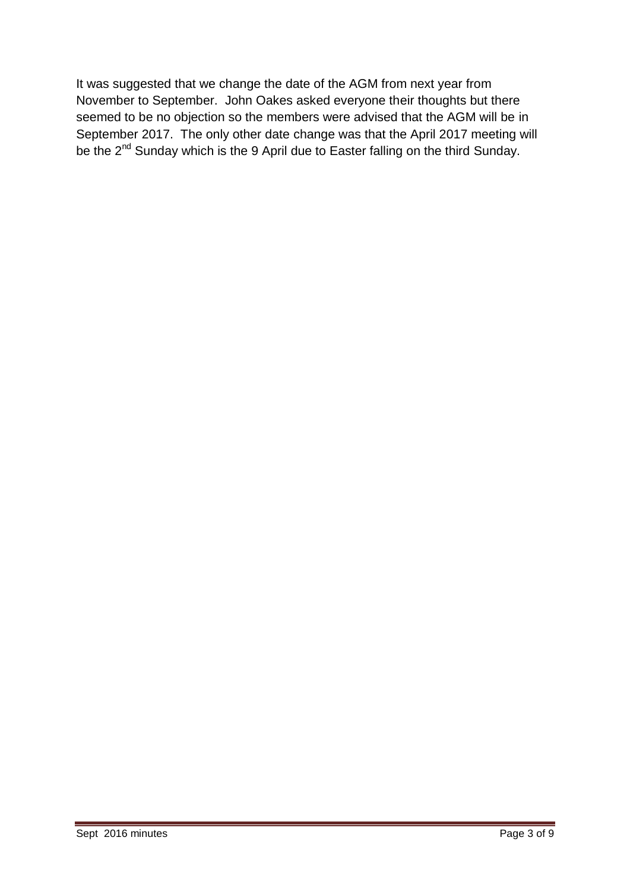It was suggested that we change the date of the AGM from next year from November to September. John Oakes asked everyone their thoughts but there seemed to be no objection so the members were advised that the AGM will be in September 2017. The only other date change was that the April 2017 meeting will be the 2nd Sunday which is the 9 April due to Easter falling on the third Sunday.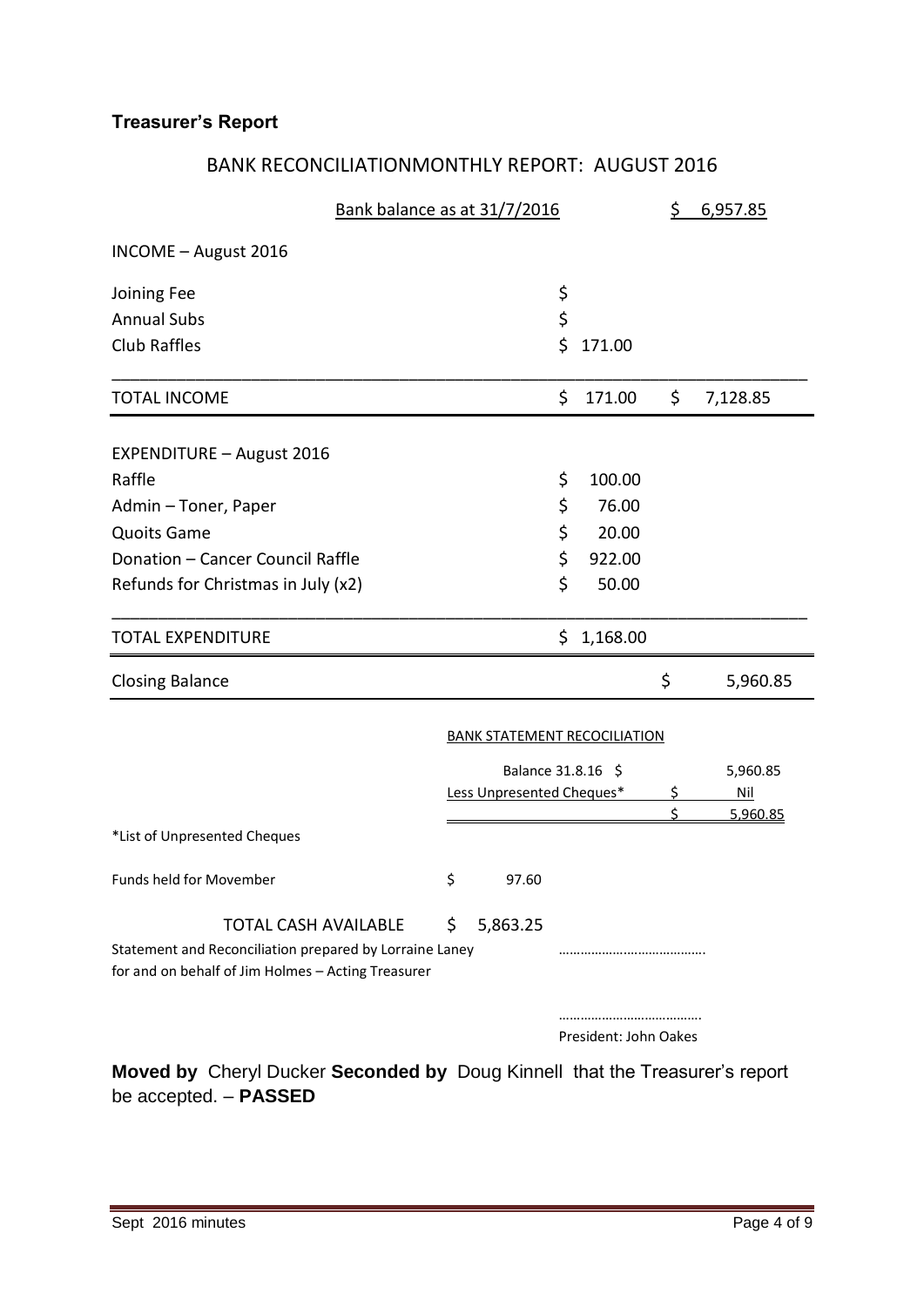**Treasurer's Report**

BANK RECONCILIATIONMONTHLY REPORT: AUGUST 2016

| | | |
|---|---|---|
| Bank balance as at 31/7/2016 | | $ 6,957.85 |
| **INCOME – August 2016** | | |
| Joining Fee | $ | |
| Annual Subs | $ | |
| Club Raffles | $ 171.00 | |
| TOTAL INCOME | $ 171.00 | $ 7,128.85 |
| **EXPENDITURE – August 2016** | | |
| Raffle | $ 100.00 | |
| Admin – Toner, Paper | $ 76.00 | |
| Quoits Game | $ 20.00 | |
| Donation – Cancer Council Raffle | $ 922.00 | |
| Refunds for Christmas in July (x2) | $ 50.00 | |
| TOTAL EXPENDITURE | $ 1,168.00 | |
| Closing Balance | | $ 5,960.85 |

BANK STATEMENT RECOCILIATION

| | | |
|---|---|---|
| Balance 31.8.16 | $ | 5,960.85 |
| Less Unpresented Cheques* | $ | Nil |
| | $ | 5,960.85 |

*List of Unpresented Cheques

| | |
|---|---|
| Funds held for Movember | $ 97.60 |
| TOTAL CASH AVAILABLE | $ 5,863.25 |

Statement and Reconciliation prepared by Lorraine Laney
for and on behalf of Jim Holmes – Acting Treasurer

………………………………….

………………………………….
President: John Oakes

**Moved by** Cheryl Ducker **Seconded by** Doug Kinnell that the Treasurer's report be accepted. – **PASSED**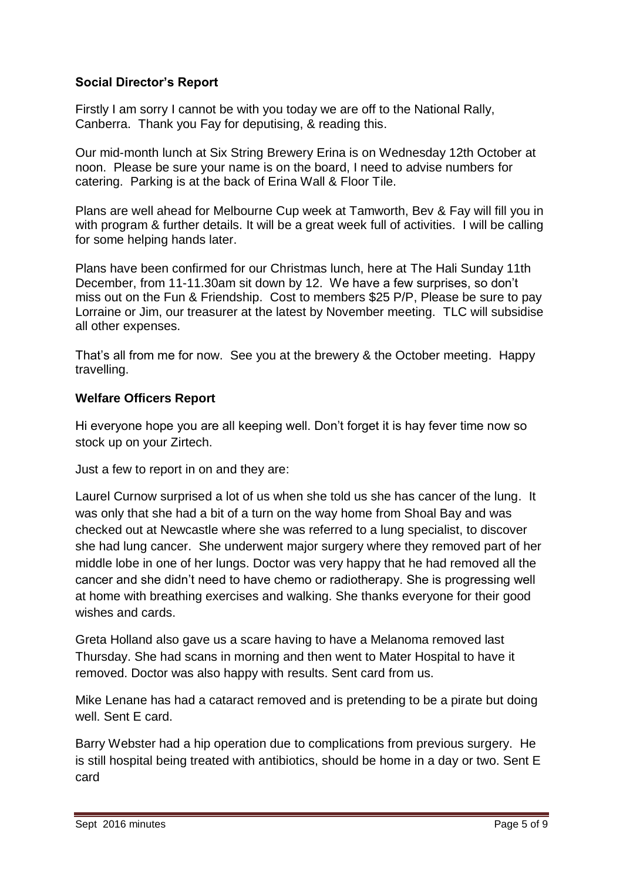### Social Director's Report

Firstly I am sorry I cannot be with you today we are off to the National Rally, Canberra. Thank you Fay for deputising, & reading this.

Our mid-month lunch at Six String Brewery Erina is on Wednesday 12th October at noon. Please be sure your name is on the board, I need to advise numbers for catering. Parking is at the back of Erina Wall & Floor Tile.

Plans are well ahead for Melbourne Cup week at Tamworth, Bev & Fay will fill you in with program & further details. It will be a great week full of activities. I will be calling for some helping hands later.

Plans have been confirmed for our Christmas lunch, here at The Hali Sunday 11th December, from 11-11.30am sit down by 12. We have a few surprises, so don't miss out on the Fun & Friendship. Cost to members $25 P/P, Please be sure to pay Lorraine or Jim, our treasurer at the latest by November meeting. TLC will subsidise all other expenses.

That's all from me for now. See you at the brewery & the October meeting. Happy travelling.

### Welfare Officers Report

Hi everyone hope you are all keeping well. Don't forget it is hay fever time now so stock up on your Zirtech.

Just a few to report in on and they are:

Laurel Curnow surprised a lot of us when she told us she has cancer of the lung. It was only that she had a bit of a turn on the way home from Shoal Bay and was checked out at Newcastle where she was referred to a lung specialist, to discover she had lung cancer. She underwent major surgery where they removed part of her middle lobe in one of her lungs. Doctor was very happy that he had removed all the cancer and she didn't need to have chemo or radiotherapy. She is progressing well at home with breathing exercises and walking. She thanks everyone for their good wishes and cards.

Greta Holland also gave us a scare having to have a Melanoma removed last Thursday. She had scans in morning and then went to Mater Hospital to have it removed. Doctor was also happy with results. Sent card from us.

Mike Lenane has had a cataract removed and is pretending to be a pirate but doing well. Sent E card.

Barry Webster had a hip operation due to complications from previous surgery. He is still hospital being treated with antibiotics, should be home in a day or two. Sent E card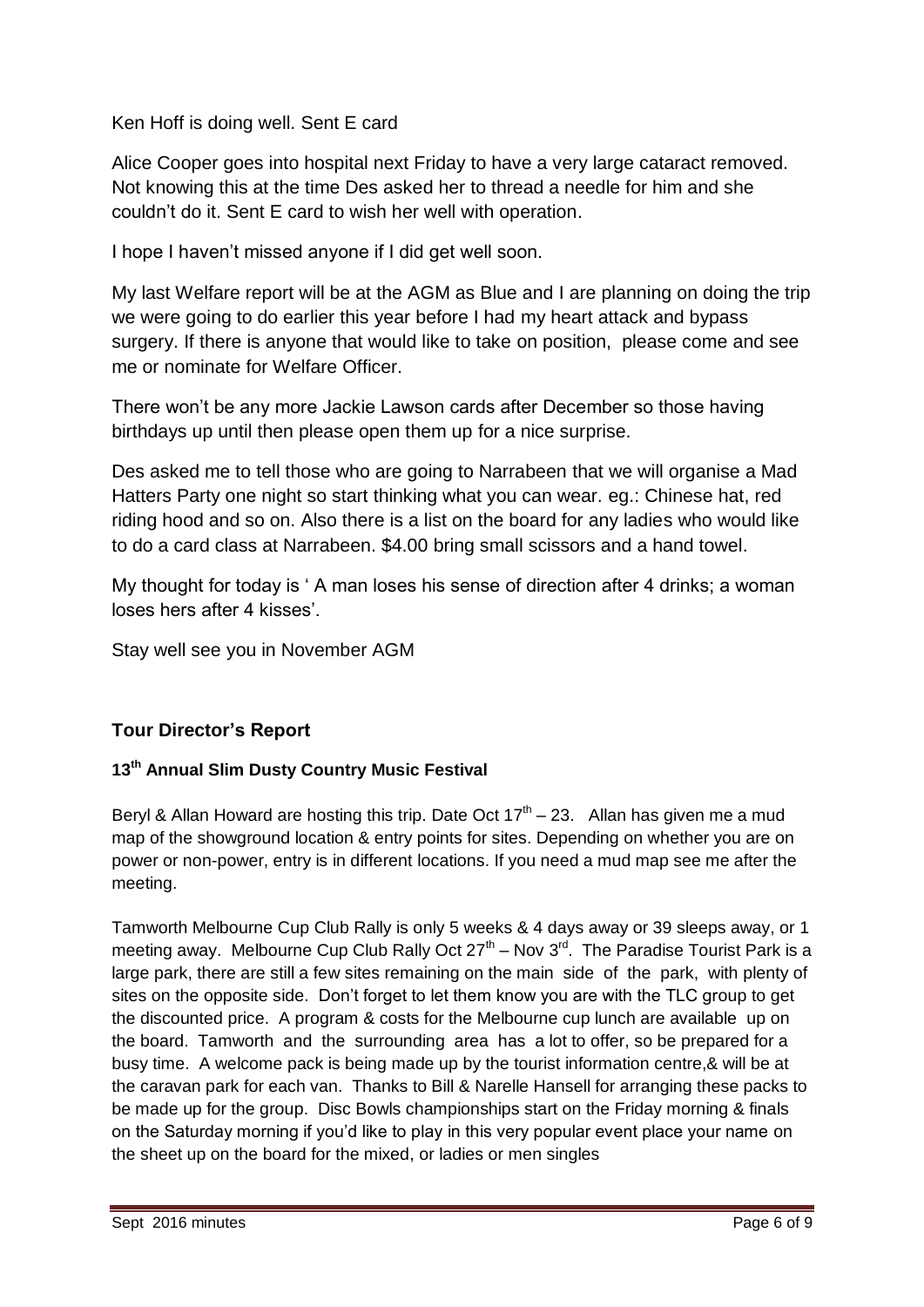Ken Hoff is doing well. Sent E card

Alice Cooper goes into hospital next Friday to have a very large cataract removed. Not knowing this at the time Des asked her to thread a needle for him and she couldn't do it. Sent E card to wish her well with operation.

I hope I haven't missed anyone if I did get well soon.

My last Welfare report will be at the AGM as Blue and I are planning on doing the trip we were going to do earlier this year before I had my heart attack and bypass surgery. If there is anyone that would like to take on position, please come and see me or nominate for Welfare Officer.

There won't be any more Jackie Lawson cards after December so those having birthdays up until then please open them up for a nice surprise.

Des asked me to tell those who are going to Narrabeen that we will organise a Mad Hatters Party one night so start thinking what you can wear. eg.: Chinese hat, red riding hood and so on. Also there is a list on the board for any ladies who would like to do a card class at Narrabeen. $4.00 bring small scissors and a hand towel.

My thought for today is ' A man loses his sense of direction after 4 drinks; a woman loses hers after 4 kisses'.

Stay well see you in November AGM

## Tour Director's Report

### 13th Annual Slim Dusty Country Music Festival

Beryl & Allan Howard are hosting this trip. Date Oct 17th – 23. Allan has given me a mud map of the showground location & entry points for sites. Depending on whether you are on power or non-power, entry is in different locations. If you need a mud map see me after the meeting.

Tamworth Melbourne Cup Club Rally is only 5 weeks & 4 days away or 39 sleeps away, or 1 meeting away. Melbourne Cup Club Rally Oct 27th – Nov 3rd. The Paradise Tourist Park is a large park, there are still a few sites remaining on the main side of the park, with plenty of sites on the opposite side. Don't forget to let them know you are with the TLC group to get the discounted price. A program & costs for the Melbourne cup lunch are available up on the board. Tamworth and the surrounding area has a lot to offer, so be prepared for a busy time. A welcome pack is being made up by the tourist information centre,& will be at the caravan park for each van. Thanks to Bill & Narelle Hansell for arranging these packs to be made up for the group. Disc Bowls championships start on the Friday morning & finals on the Saturday morning if you'd like to play in this very popular event place your name on the sheet up on the board for the mixed, or ladies or men singles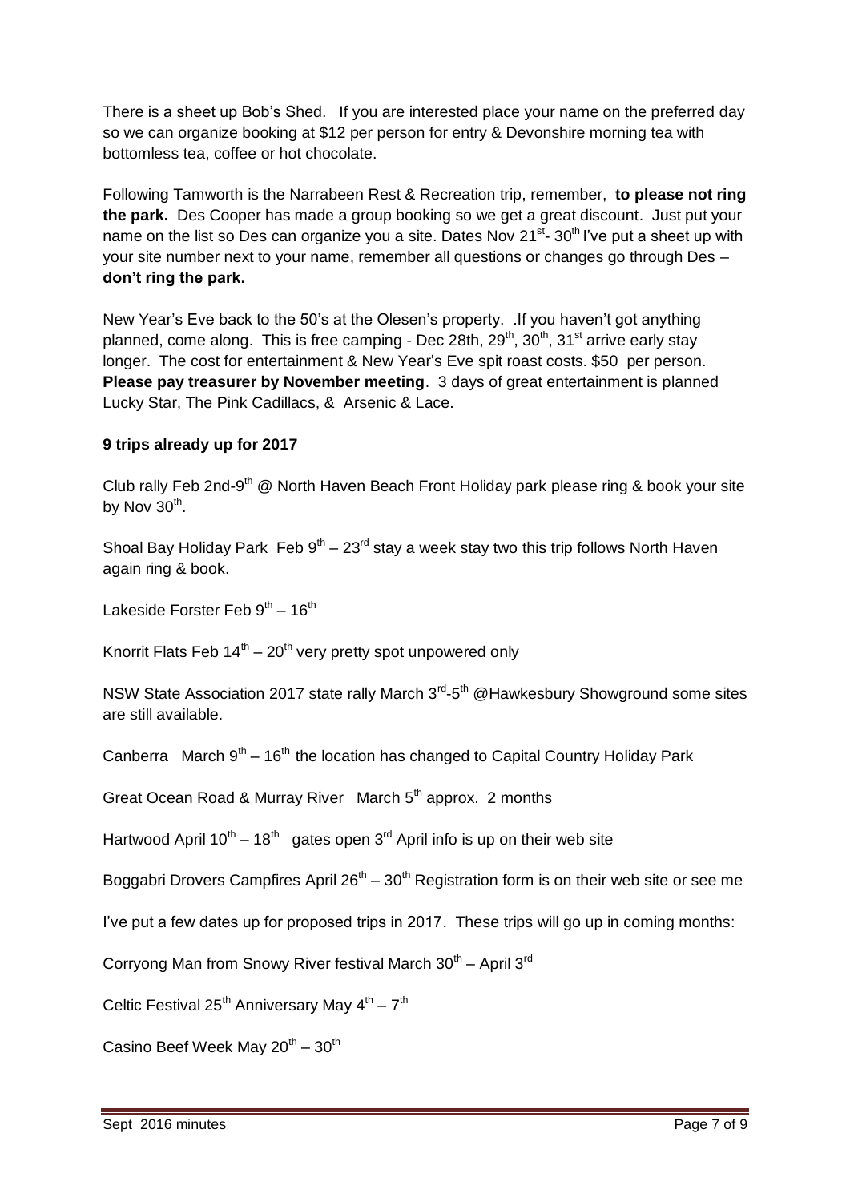There is a sheet up Bob's Shed. If you are interested place your name on the preferred day so we can organize booking at $12 per person for entry & Devonshire morning tea with bottomless tea, coffee or hot chocolate.

Following Tamworth is the Narrabeen Rest & Recreation trip, remember, **to please not ring the park.** Des Cooper has made a group booking so we get a great discount. Just put your name on the list so Des can organize you a site. Dates Nov 21st- 30th I've put a sheet up with your site number next to your name, remember all questions or changes go through Des – **don't ring the park.**

New Year's Eve back to the 50's at the Olesen's property. .If you haven't got anything planned, come along. This is free camping - Dec 28th, 29th, 30th, 31st arrive early stay longer. The cost for entertainment & New Year's Eve spit roast costs. $50 per person. **Please pay treasurer by November meeting**. 3 days of great entertainment is planned Lucky Star, The Pink Cadillacs, & Arsenic & Lace.

**9 trips already up for 2017**

Club rally Feb 2nd-9th @ North Haven Beach Front Holiday park please ring & book your site by Nov 30th.

Shoal Bay Holiday Park Feb 9th – 23rd stay a week stay two this trip follows North Haven again ring & book.

Lakeside Forster Feb 9th – 16th

Knorrit Flats Feb 14th – 20th very pretty spot unpowered only

NSW State Association 2017 state rally March 3rd-5th @Hawkesbury Showground some sites are still available.

Canberra March 9th – 16th the location has changed to Capital Country Holiday Park

Great Ocean Road & Murray River March 5th approx. 2 months

Hartwood April 10th – 18th gates open 3rd April info is up on their web site

Boggabri Drovers Campfires April 26th – 30th Registration form is on their web site or see me

I've put a few dates up for proposed trips in 2017. These trips will go up in coming months:

Corryong Man from Snowy River festival March 30th – April 3rd

Celtic Festival 25th Anniversary May 4th – 7th

Casino Beef Week May 20th – 30th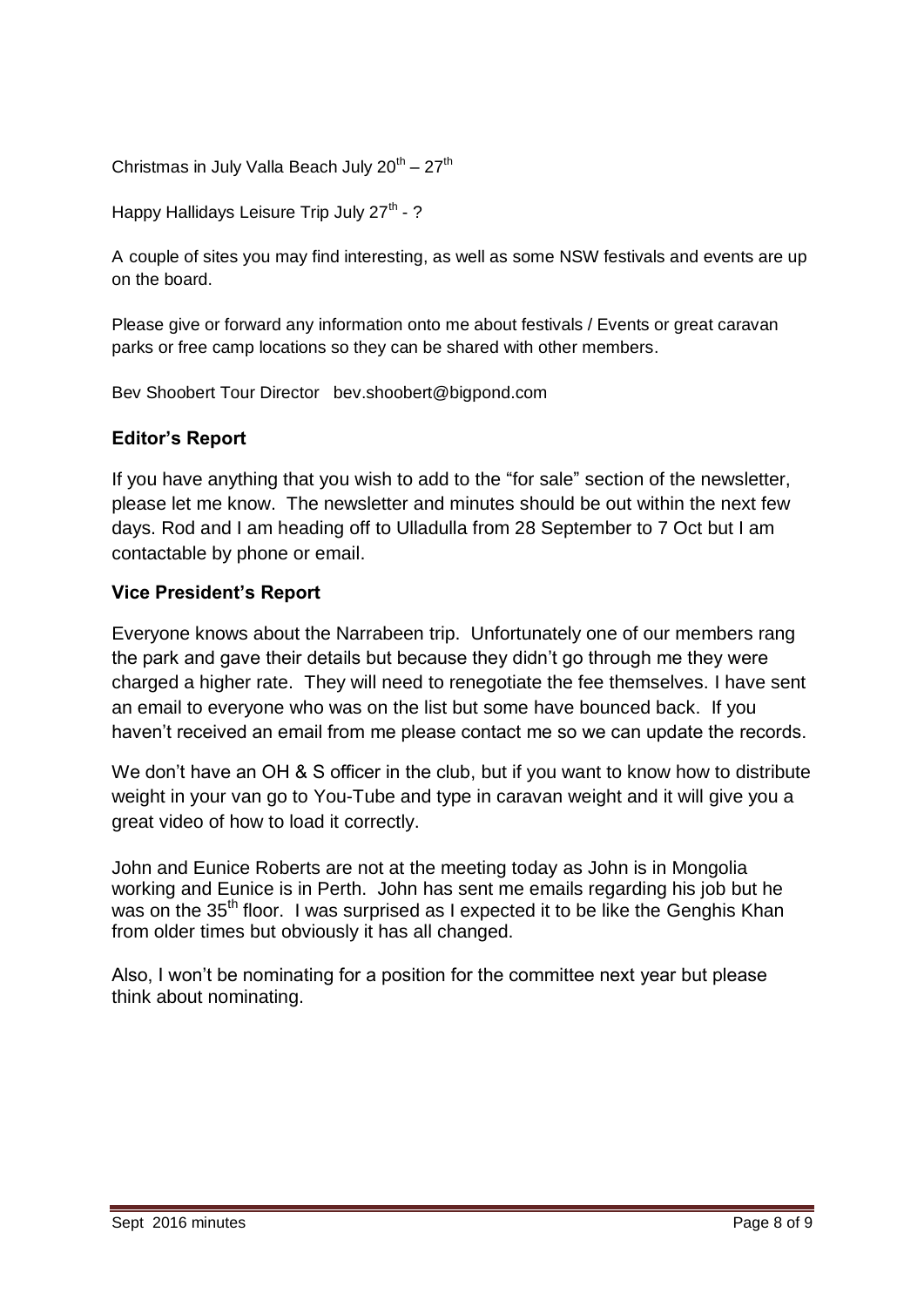Christmas in July Valla Beach July 20th – 27th

Happy Hallidays Leisure Trip July 27th - ?

A couple of sites you may find interesting, as well as some NSW festivals and events are up on the board.

Please give or forward any information onto me about festivals / Events or great caravan parks or free camp locations so they can be shared with other members.

Bev Shoobert Tour Director bev.shoobert@bigpond.com

### Editor's Report

If you have anything that you wish to add to the "for sale" section of the newsletter, please let me know. The newsletter and minutes should be out within the next few days. Rod and I am heading off to Ulladulla from 28 September to 7 Oct but I am contactable by phone or email.

### Vice President's Report

Everyone knows about the Narrabeen trip. Unfortunately one of our members rang the park and gave their details but because they didn't go through me they were charged a higher rate. They will need to renegotiate the fee themselves. I have sent an email to everyone who was on the list but some have bounced back. If you haven't received an email from me please contact me so we can update the records.

We don't have an OH & S officer in the club, but if you want to know how to distribute weight in your van go to You-Tube and type in caravan weight and it will give you a great video of how to load it correctly.

John and Eunice Roberts are not at the meeting today as John is in Mongolia working and Eunice is in Perth. John has sent me emails regarding his job but he was on the 35th floor. I was surprised as I expected it to be like the Genghis Khan from older times but obviously it has all changed.

Also, I won't be nominating for a position for the committee next year but please think about nominating.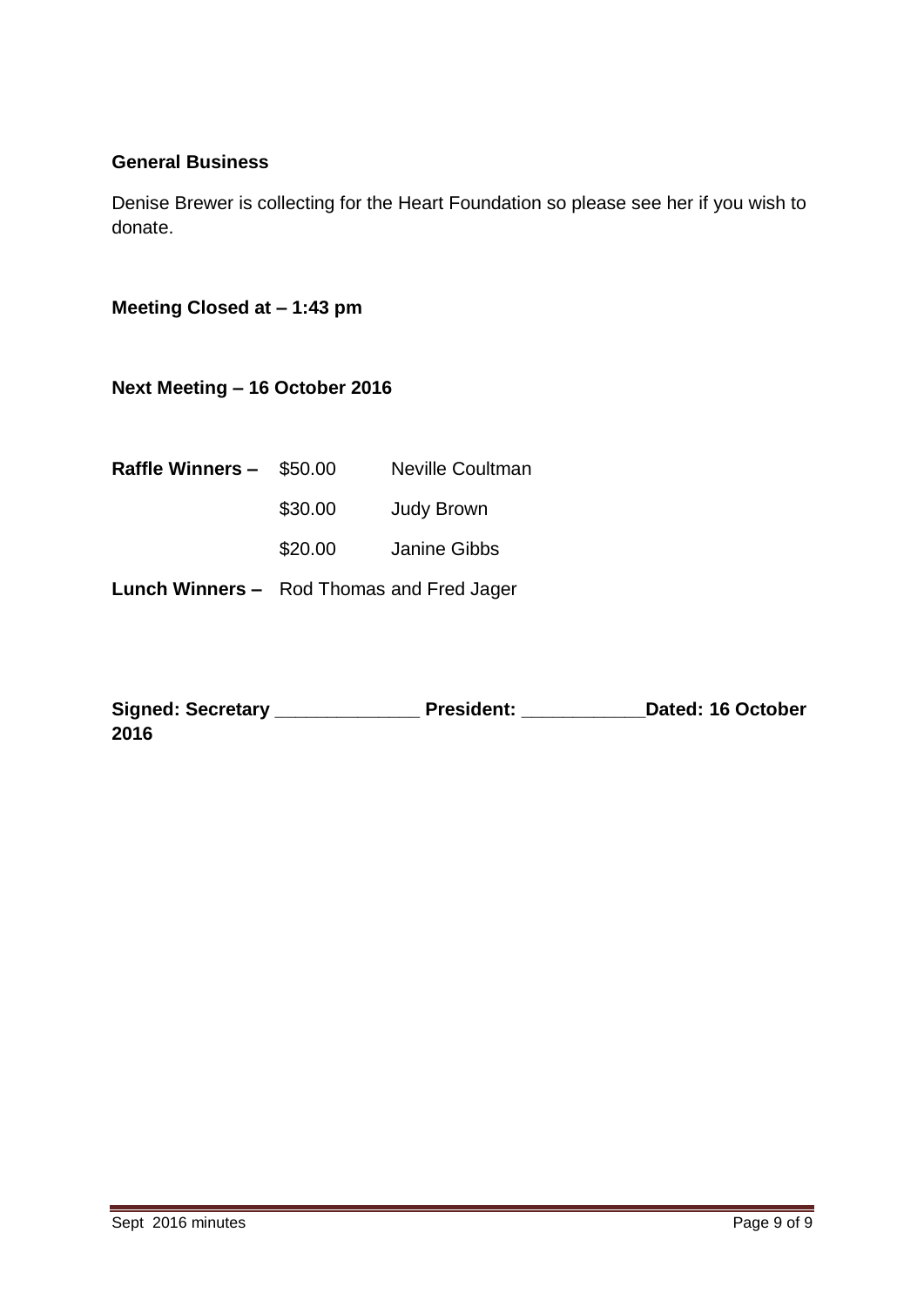**General Business**

Denise Brewer is collecting for the Heart Foundation so please see her if you wish to donate.

**Meeting Closed at – 1:43 pm**

**Next Meeting – 16 October 2016**

| | | |
|---|---|---|
| **Raffle Winners –** | $50.00 | Neville Coultman |
| | $30.00 | Judy Brown |
| | $20.00 | Janine Gibbs |

**Lunch Winners –** Rod Thomas and Fred Jager

**Signed: Secretary _____________ President: ___________Dated: 16 October 2016**